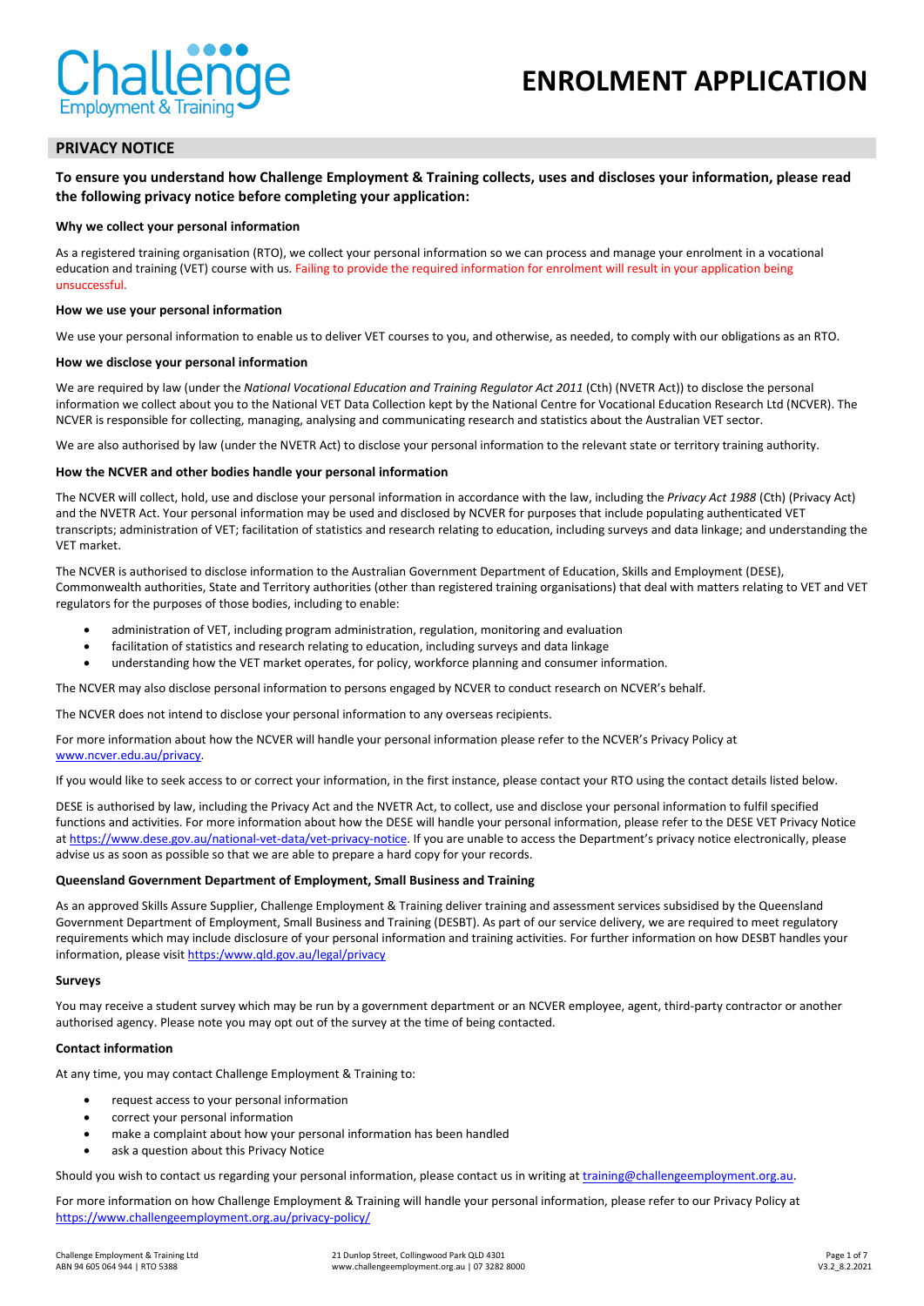# ENROLMENT APPLICATION

## PRIVACY NOTICE

**To ensure you understand how Challenge Employment & Training collects, uses and discloses your information, please read the following privacy notice before completing your application:**

#### Why we collect your personal information

As a registered training organisation (RTO), we collect your personal information so we can process and manage your enrolment in a vocational education and training (VET) course with us. Failing to provide the required information for enrolment will result in your application being unsuccessful.

#### How we use your personal information

We use your personal information to enable us to deliver VET courses to you, and otherwise, as needed, to comply with our obligations as an RTO.

#### How we disclose your personal information

We are required by law (under the *National Vocational Education and Training Regulator Act 2011* (Cth) (NVETR Act)) to disclose the personal information we collect about you to the National VET Data Collection kept by the National Centre for Vocational Education Research Ltd (NCVER). The NCVER is responsible for collecting, managing, analysing and communicating research and statistics about the Australian VET sector.

We are also authorised by law (under the NVETR Act) to disclose your personal information to the relevant state or territory training authority.

#### How the NCVER and other bodies handle your personal information

The NCVER will collect, hold, use and disclose your personal information in accordance with the law, including the *Privacy Act 1988* (Cth) (Privacy Act) and the NVETR Act. Your personal information may be used and disclosed by NCVER for purposes that include populating authenticated VET transcripts; administration of VET; facilitation of statistics and research relating to education, including surveys and data linkage; and understanding the VET market.

The NCVER is authorised to disclose information to the Australian Government Department of Education, Skills and Employment (DESE), Commonwealth authorities, State and Territory authorities (other than registered training organisations) that deal with matters relating to VET and VET regulators for the purposes of those bodies, including to enable:

- administration of VET, including program administration, regulation, monitoring and evaluation
- facilitation of statistics and research relating to education, including surveys and data linkage
- understanding how the VET market operates, for policy, workforce planning and consumer information.

The NCVER may also disclose personal information to persons engaged by NCVER to conduct research on NCVER's behalf.

The NCVER does not intend to disclose your personal information to any overseas recipients.

For more information about how the NCVER will handle your personal information please refer to the NCVER's Privacy Policy at www.ncver.edu.au/privacy.

If you would like to seek access to or correct your information, in the first instance, please contact your RTO using the contact details listed below.

DESE is authorised by law, including the Privacy Act and the NVETR Act, to collect, use and disclose your personal information to fulfil specified functions and activities. For more information about how the DESE will handle your personal information, please refer to the DESE VET Privacy Notice at https://www.dese.gov.au/national-vet-data/vet-privacy-notice. If you are unable to access the Department's privacy notice electronically, please advise us as soon as possible so that we are able to prepare a hard copy for your records.

#### Queensland Government Department of Employment, Small Business and Training

As an approved Skills Assure Supplier, Challenge Employment & Training deliver training and assessment services subsidised by the Queensland Government Department of Employment, Small Business and Training (DESBT). As part of our service delivery, we are required to meet regulatory requirements which may include disclosure of your personal information and training activities. For further information on how DESBT handles your information, please visit https:/www.qld.gov.au/legal/privacy

#### Surveys

You may receive a student survey which may be run by a government department or an NCVER employee, agent, third-party contractor or another authorised agency. Please note you may opt out of the survey at the time of being contacted.

#### Contact information

At any time, you may contact Challenge Employment & Training to:

- request access to your personal information
- correct your personal information
- make a complaint about how your personal information has been handled
- ask a question about this Privacy Notice

Should you wish to contact us regarding your personal information, please contact us in writing at training@challengeemployment.org.au.

For more information on how Challenge Employment & Training will handle your personal information, please refer to our Privacy Policy at https://www.challengeemployment.org.au/privacy-policy/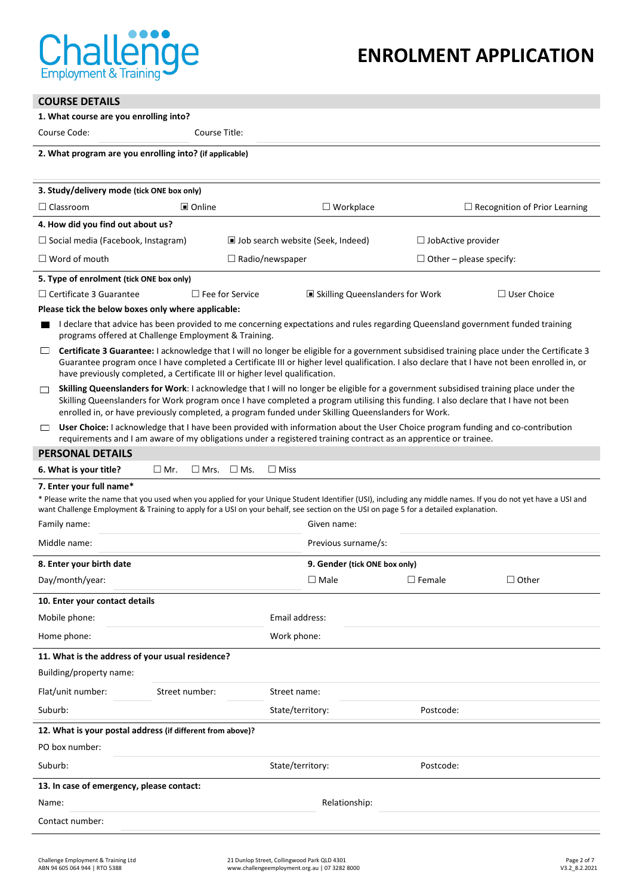# ENROLMENT APPLICATION

## COURSE DETAILS

**1. What course are you enrolling into?**

Course Code: Course Title:

**2. What program are you enrolling into? (if applicable)**

**3. Study/delivery mode (tick ONE box only)**

☐ Classroom ■ Online ☐ Workplace ☐ Recognition of Prior Learning

**4. How did you find out about us?**

☐ Social media (Facebook, Instagram) ■ Job search website (Seek, Indeed) ☐ JobActive provider

☐ Word of mouth ☐ Radio/newspaper ☐ Other – please specify:

**5. Type of enrolment (tick ONE box only)**

☐ Certificate 3 Guarantee ☐ Fee for Service ■ Skilling Queenslanders for Work ☐ User Choice

**Please tick the below boxes only where applicable:**

■ I declare that advice has been provided to me concerning expectations and rules regarding Queensland government funded training programs offered at Challenge Employment & Training.

☐ **Certificate 3 Guarantee:** I acknowledge that I will no longer be eligible for a government subsidised training place under the Certificate 3 Guarantee program once I have completed a Certificate III or higher level qualification. I also declare that I have not been enrolled in, or have previously completed, a Certificate III or higher level qualification.

☐ **Skilling Queenslanders for Work**: I acknowledge that I will no longer be eligible for a government subsidised training place under the Skilling Queenslanders for Work program once I have completed a program utilising this funding. I also declare that I have not been enrolled in, or have previously completed, a program funded under Skilling Queenslanders for Work.

☐ **User Choice:** I acknowledge that I have been provided with information about the User Choice program funding and co-contribution requirements and I am aware of my obligations under a registered training contract as an apprentice or trainee.

## PERSONAL DETAILS

**6. What is your title?** ☐ Mr. ☐ Mrs. ☐ Ms. ☐ Miss

**7. Enter your full name***

* Please write the name that you used when you applied for your Unique Student Identifier (USI), including any middle names. If you do not yet have a USI and want Challenge Employment & Training to apply for a USI on your behalf, see section on the USI on page 5 for a detailed explanation.

Family name: Given name:

Middle name: Previous surname/s:

**8. Enter your birth date**

Day/month/year:

**9. Gender (tick ONE box only)**

☐ Male ☐ Female ☐ Other

**10. Enter your contact details**

Mobile phone: Email address:

Home phone: Work phone:

**11. What is the address of your usual residence?**

Building/property name:

Flat/unit number: Street number: Street name:

Suburb: State/territory: Postcode:

**12. What is your postal address (if different from above)?**

PO box number:

Suburb: State/territory: Postcode:

**13. In case of emergency, please contact:**

Name: Relationship:

Contact number: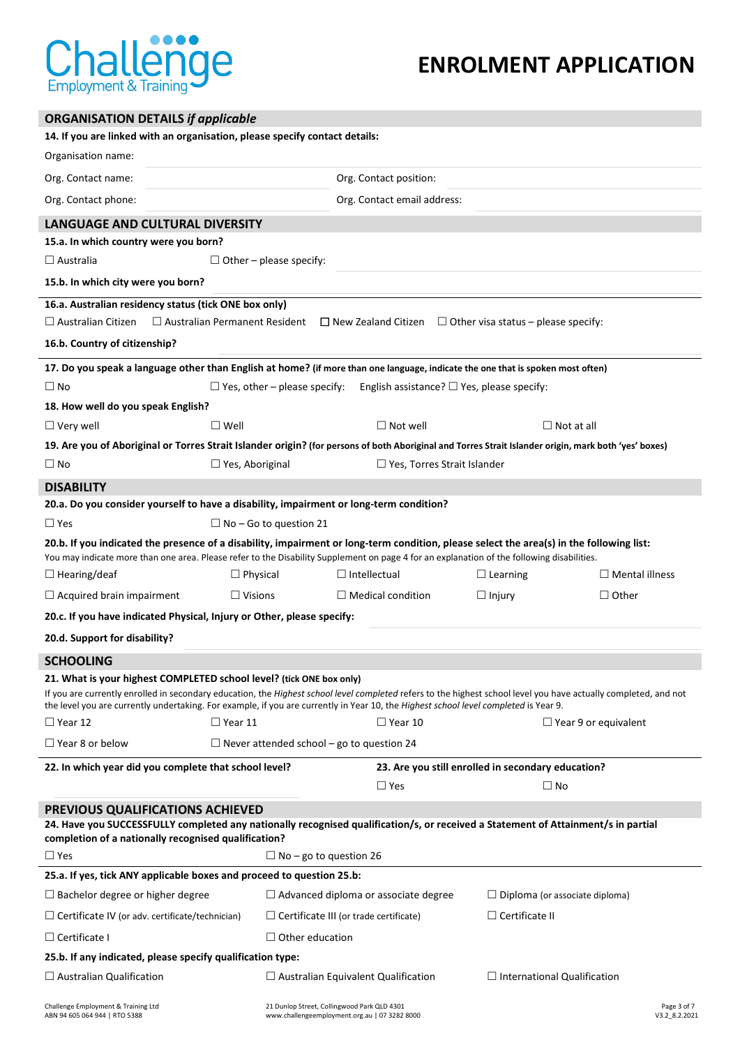# Challenge Employment & Training

# ENROLMENT APPLICATION

## ORGANISATION DETAILS *if applicable*

**14. If you are linked with an organisation, please specify contact details:**

Organisation name:

Org. Contact name: Org. Contact position:

Org. Contact phone: Org. Contact email address:

## LANGUAGE AND CULTURAL DIVERSITY

**15.a. In which country were you born?**

☐ Australia ☐ Other – please specify:

**15.b. In which city were you born?**

**16.a. Australian residency status (tick ONE box only)**

☐ Australian Citizen ☐ Australian Permanent Resident ☐ New Zealand Citizen ☐ Other visa status – please specify:

**16.b. Country of citizenship?**

**17. Do you speak a language other than English at home? (if more than one language, indicate the one that is spoken most often)**

☐ No ☐ Yes, other – please specify: English assistance? ☐ Yes, please specify:

**18. How well do you speak English?**

☐ Very well ☐ Well ☐ Not well ☐ Not at all

**19. Are you of Aboriginal or Torres Strait Islander origin? (for persons of both Aboriginal and Torres Strait Islander origin, mark both 'yes' boxes)**

☐ No ☐ Yes, Aboriginal ☐ Yes, Torres Strait Islander

## DISABILITY

**20.a. Do you consider yourself to have a disability, impairment or long-term condition?**

☐ Yes ☐ No – Go to question 21

**20.b. If you indicated the presence of a disability, impairment or long-term condition, please select the area(s) in the following list:**

You may indicate more than one area. Please refer to the Disability Supplement on page 4 for an explanation of the following disabilities.

☐ Hearing/deaf ☐ Physical ☐ Intellectual ☐ Learning ☐ Mental illness

☐ Acquired brain impairment ☐ Visions ☐ Medical condition ☐ Injury ☐ Other

**20.c. If you have indicated Physical, Injury or Other, please specify:**

**20.d. Support for disability?**

## SCHOOLING

**21. What is your highest COMPLETED school level? (tick ONE box only)**

If you are currently enrolled in secondary education, the *Highest school level completed* refers to the highest school level you have actually completed, and not the level you are currently undertaking. For example, if you are currently in Year 10, the *Highest school level completed* is Year 9.

☐ Year 12 ☐ Year 11 ☐ Year 10 ☐ Year 9 or equivalent

☐ Year 8 or below ☐ Never attended school – go to question 24

**22. In which year did you complete that school level?**

**23. Are you still enrolled in secondary education?**

☐ Yes ☐ No

## PREVIOUS QUALIFICATIONS ACHIEVED

**24. Have you SUCCESSFULLY completed any nationally recognised qualification/s, or received a Statement of Attainment/s in partial completion of a nationally recognised qualification?**

☐ Yes ☐ No – go to question 26

**25.a. If yes, tick ANY applicable boxes and proceed to question 25.b:**

☐ Bachelor degree or higher degree ☐ Advanced diploma or associate degree ☐ Diploma (or associate diploma)

☐ Certificate IV (or adv. certificate/technician) ☐ Certificate III (or trade certificate) ☐ Certificate II

☐ Certificate I ☐ Other education

**25.b. If any indicated, please specify qualification type:**

☐ Australian Qualification ☐ Australian Equivalent Qualification ☐ International Qualification

Challenge Employment & Training Ltd
ABN 94 605 064 944 | RTO 5388

21 Dunlop Street, Collingwood Park QLD 4301
www.challengeemployment.org.au | 07 3282 8000

V3.2_8.2.2021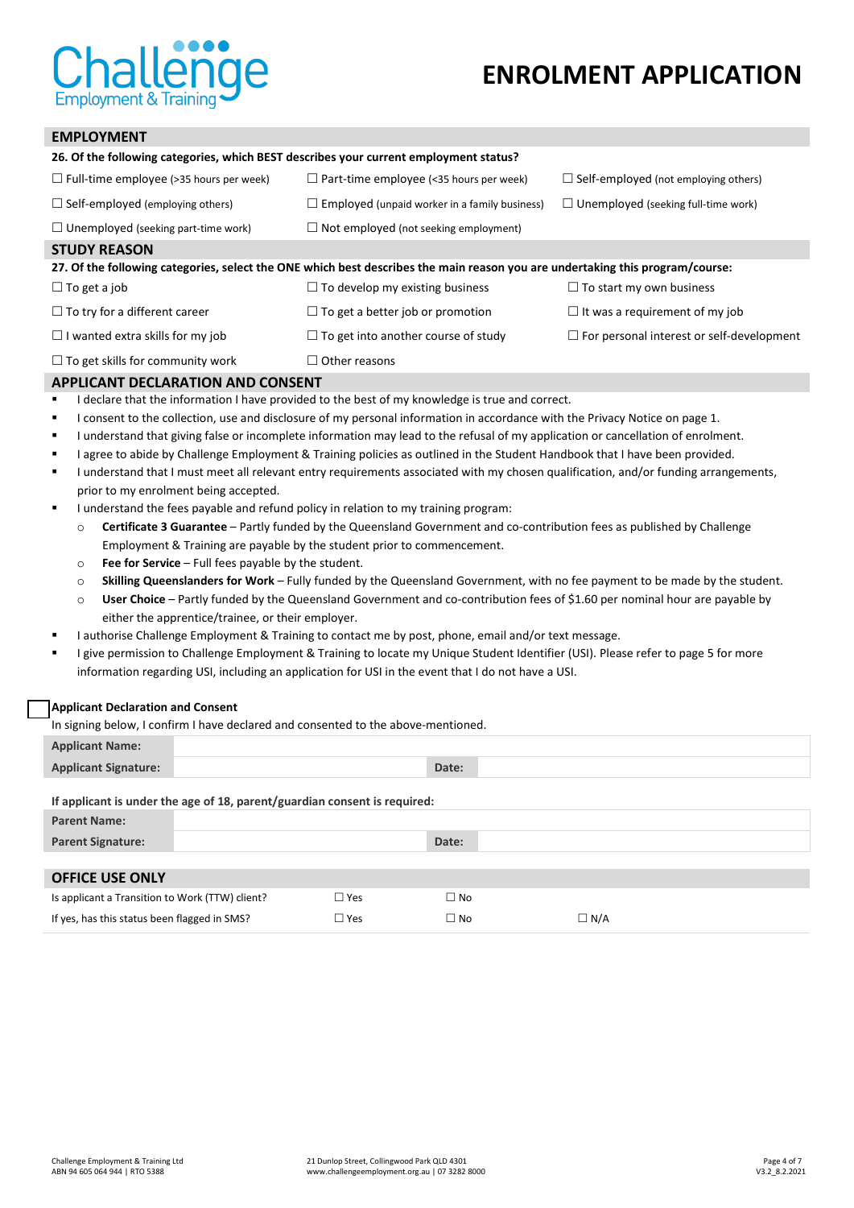# ENROLMENT APPLICATION

## EMPLOYMENT

**26. Of the following categories, which BEST describes your current employment status?**

- ☐ Full-time employee (>35 hours per week)
- ☐ Part-time employee (<35 hours per week)
- ☐ Self-employed (not employing others)
- ☐ Self-employed (employing others)
- ☐ Employed (unpaid worker in a family business)
- ☐ Unemployed (seeking full-time work)
- ☐ Unemployed (seeking part-time work)
- ☐ Not employed (not seeking employment)

## STUDY REASON

**27. Of the following categories, select the ONE which best describes the main reason you are undertaking this program/course:**

- ☐ To get a job
- ☐ To develop my existing business
- ☐ To start my own business
- ☐ To try for a different career
- ☐ To get a better job or promotion
- ☐ It was a requirement of my job
- ☐ I wanted extra skills for my job
- ☐ To get into another course of study
- ☐ For personal interest or self-development
- ☐ To get skills for community work
- ☐ Other reasons

## APPLICANT DECLARATION AND CONSENT

- I declare that the information I have provided to the best of my knowledge is true and correct.
- I consent to the collection, use and disclosure of my personal information in accordance with the Privacy Notice on page 1.
- I understand that giving false or incomplete information may lead to the refusal of my application or cancellation of enrolment.
- I agree to abide by Challenge Employment & Training policies as outlined in the Student Handbook that I have been provided.
- I understand that I must meet all relevant entry requirements associated with my chosen qualification, and/or funding arrangements, prior to my enrolment being accepted.
- I understand the fees payable and refund policy in relation to my training program:
  - **Certificate 3 Guarantee** – Partly funded by the Queensland Government and co-contribution fees as published by Challenge Employment & Training are payable by the student prior to commencement.
  - **Fee for Service** – Full fees payable by the student.
  - **Skilling Queenslanders for Work** – Fully funded by the Queensland Government, with no fee payment to be made by the student.
  - **User Choice** – Partly funded by the Queensland Government and co-contribution fees of $1.60 per nominal hour are payable by either the apprentice/trainee, or their employer.
- I authorise Challenge Employment & Training to contact me by post, phone, email and/or text message.
- I give permission to Challenge Employment & Training to locate my Unique Student Identifier (USI). Please refer to page 5 for more information regarding USI, including an application for USI in the event that I do not have a USI.

☐ **Applicant Declaration and Consent**

In signing below, I confirm I have declared and consented to the above-mentioned.

| **Applicant Name:** | | | |
|---|---|---|---|
| **Applicant Signature:** | | **Date:** | |

**If applicant is under the age of 18, parent/guardian consent is required:**

| **Parent Name:** | | | |
|---|---|---|---|
| **Parent Signature:** | | **Date:** | |

## OFFICE USE ONLY

| | | | |
|---|---|---|---|
| Is applicant a Transition to Work (TTW) client? | ☐ Yes | ☐ No | |
| If yes, has this status been flagged in SMS? | ☐ Yes | ☐ No | ☐ N/A |

Challenge Employment & Training Ltd
ABN 94 605 064 944 | RTO 5388

21 Dunlop Street, Collingwood Park QLD 4301
www.challengeemployment.org.au | 07 3282 8000

V3.2_8.2.2021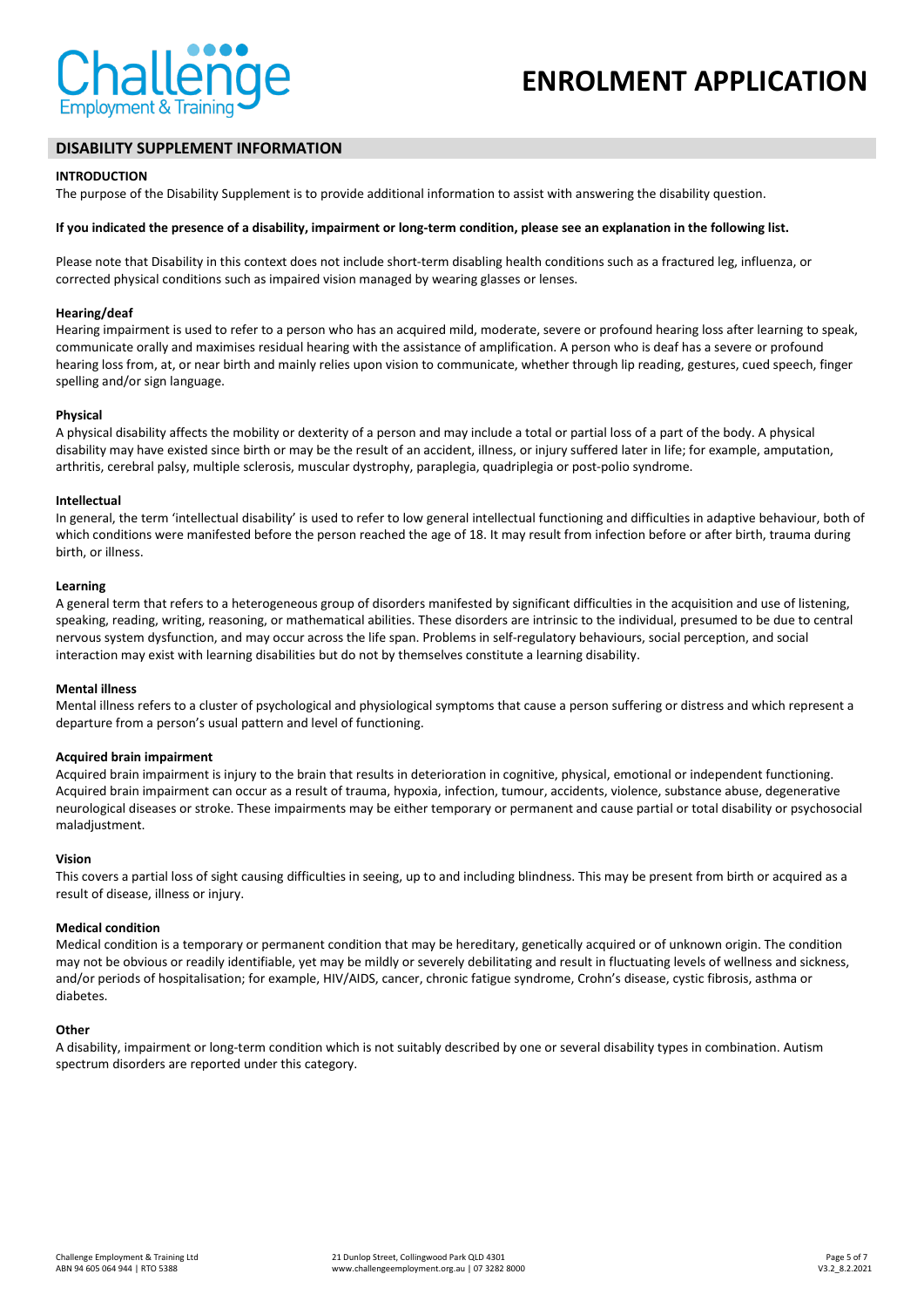# ENROLMENT APPLICATION

## DISABILITY SUPPLEMENT INFORMATION

### INTRODUCTION

The purpose of the Disability Supplement is to provide additional information to assist with answering the disability question.

**If you indicated the presence of a disability, impairment or long-term condition, please see an explanation in the following list.**

Please note that Disability in this context does not include short-term disabling health conditions such as a fractured leg, influenza, or corrected physical conditions such as impaired vision managed by wearing glasses or lenses.

### Hearing/deaf

Hearing impairment is used to refer to a person who has an acquired mild, moderate, severe or profound hearing loss after learning to speak, communicate orally and maximises residual hearing with the assistance of amplification. A person who is deaf has a severe or profound hearing loss from, at, or near birth and mainly relies upon vision to communicate, whether through lip reading, gestures, cued speech, finger spelling and/or sign language.

### Physical

A physical disability affects the mobility or dexterity of a person and may include a total or partial loss of a part of the body. A physical disability may have existed since birth or may be the result of an accident, illness, or injury suffered later in life; for example, amputation, arthritis, cerebral palsy, multiple sclerosis, muscular dystrophy, paraplegia, quadriplegia or post-polio syndrome.

### Intellectual

In general, the term 'intellectual disability' is used to refer to low general intellectual functioning and difficulties in adaptive behaviour, both of which conditions were manifested before the person reached the age of 18. It may result from infection before or after birth, trauma during birth, or illness.

### Learning

A general term that refers to a heterogeneous group of disorders manifested by significant difficulties in the acquisition and use of listening, speaking, reading, writing, reasoning, or mathematical abilities. These disorders are intrinsic to the individual, presumed to be due to central nervous system dysfunction, and may occur across the life span. Problems in self-regulatory behaviours, social perception, and social interaction may exist with learning disabilities but do not by themselves constitute a learning disability.

### Mental illness

Mental illness refers to a cluster of psychological and physiological symptoms that cause a person suffering or distress and which represent a departure from a person's usual pattern and level of functioning.

### Acquired brain impairment

Acquired brain impairment is injury to the brain that results in deterioration in cognitive, physical, emotional or independent functioning. Acquired brain impairment can occur as a result of trauma, hypoxia, infection, tumour, accidents, violence, substance abuse, degenerative neurological diseases or stroke. These impairments may be either temporary or permanent and cause partial or total disability or psychosocial maladjustment.

### Vision

This covers a partial loss of sight causing difficulties in seeing, up to and including blindness. This may be present from birth or acquired as a result of disease, illness or injury.

### Medical condition

Medical condition is a temporary or permanent condition that may be hereditary, genetically acquired or of unknown origin. The condition may not be obvious or readily identifiable, yet may be mildly or severely debilitating and result in fluctuating levels of wellness and sickness, and/or periods of hospitalisation; for example, HIV/AIDS, cancer, chronic fatigue syndrome, Crohn's disease, cystic fibrosis, asthma or diabetes.

### Other

A disability, impairment or long-term condition which is not suitably described by one or several disability types in combination. Autism spectrum disorders are reported under this category.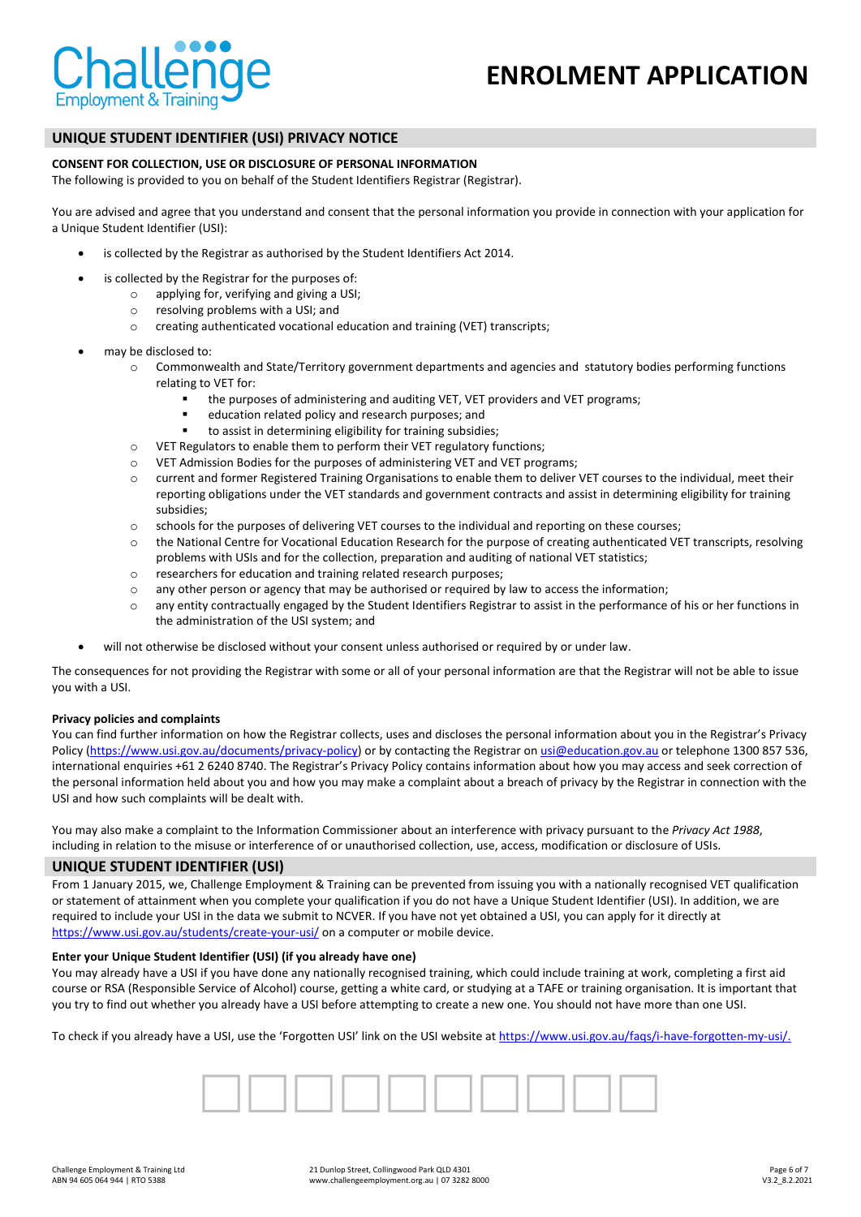# ENROLMENT APPLICATION

## UNIQUE STUDENT IDENTIFIER (USI) PRIVACY NOTICE

**CONSENT FOR COLLECTION, USE OR DISCLOSURE OF PERSONAL INFORMATION**

The following is provided to you on behalf of the Student Identifiers Registrar (Registrar).

You are advised and agree that you understand and consent that the personal information you provide in connection with your application for a Unique Student Identifier (USI):

- is collected by the Registrar as authorised by the Student Identifiers Act 2014.
- is collected by the Registrar for the purposes of:
  - applying for, verifying and giving a USI;
  - resolving problems with a USI; and
  - creating authenticated vocational education and training (VET) transcripts;
- may be disclosed to:
  - Commonwealth and State/Territory government departments and agencies and statutory bodies performing functions relating to VET for:
    - the purposes of administering and auditing VET, VET providers and VET programs;
    - education related policy and research purposes; and
    - to assist in determining eligibility for training subsidies;
  - VET Regulators to enable them to perform their VET regulatory functions;
  - VET Admission Bodies for the purposes of administering VET and VET programs;
  - current and former Registered Training Organisations to enable them to deliver VET courses to the individual, meet their reporting obligations under the VET standards and government contracts and assist in determining eligibility for training subsidies;
  - schools for the purposes of delivering VET courses to the individual and reporting on these courses;
  - the National Centre for Vocational Education Research for the purpose of creating authenticated VET transcripts, resolving problems with USIs and for the collection, preparation and auditing of national VET statistics;
  - researchers for education and training related research purposes;
  - any other person or agency that may be authorised or required by law to access the information;
  - any entity contractually engaged by the Student Identifiers Registrar to assist in the performance of his or her functions in the administration of the USI system; and
- will not otherwise be disclosed without your consent unless authorised or required by or under law.

The consequences for not providing the Registrar with some or all of your personal information are that the Registrar will not be able to issue you with a USI.

**Privacy policies and complaints**

You can find further information on how the Registrar collects, uses and discloses the personal information about you in the Registrar's Privacy Policy (https://www.usi.gov.au/documents/privacy-policy) or by contacting the Registrar on usi@education.gov.au or telephone 1300 857 536, international enquiries +61 2 6240 8740. The Registrar's Privacy Policy contains information about how you may access and seek correction of the personal information held about you and how you may make a complaint about a breach of privacy by the Registrar in connection with the USI and how such complaints will be dealt with.

You may also make a complaint to the Information Commissioner about an interference with privacy pursuant to the *Privacy Act 1988*, including in relation to the misuse or interference of or unauthorised collection, use, access, modification or disclosure of USIs.

## UNIQUE STUDENT IDENTIFIER (USI)

From 1 January 2015, we, Challenge Employment & Training can be prevented from issuing you with a nationally recognised VET qualification or statement of attainment when you complete your qualification if you do not have a Unique Student Identifier (USI). In addition, we are required to include your USI in the data we submit to NCVER. If you have not yet obtained a USI, you can apply for it directly at https://www.usi.gov.au/students/create-your-usi/ on a computer or mobile device.

**Enter your Unique Student Identifier (USI) (if you already have one)**

You may already have a USI if you have done any nationally recognised training, which could include training at work, completing a first aid course or RSA (Responsible Service of Alcohol) course, getting a white card, or studying at a TAFE or training organisation. It is important that you try to find out whether you already have a USI before attempting to create a new one. You should not have more than one USI.

To check if you already have a USI, use the 'Forgotten USI' link on the USI website at https://www.usi.gov.au/faqs/i-have-forgotten-my-usi/.

| | | | | | | | | | |
|---|---|---|---|---|---|---|---|---|---|
| | | | | | | | | | |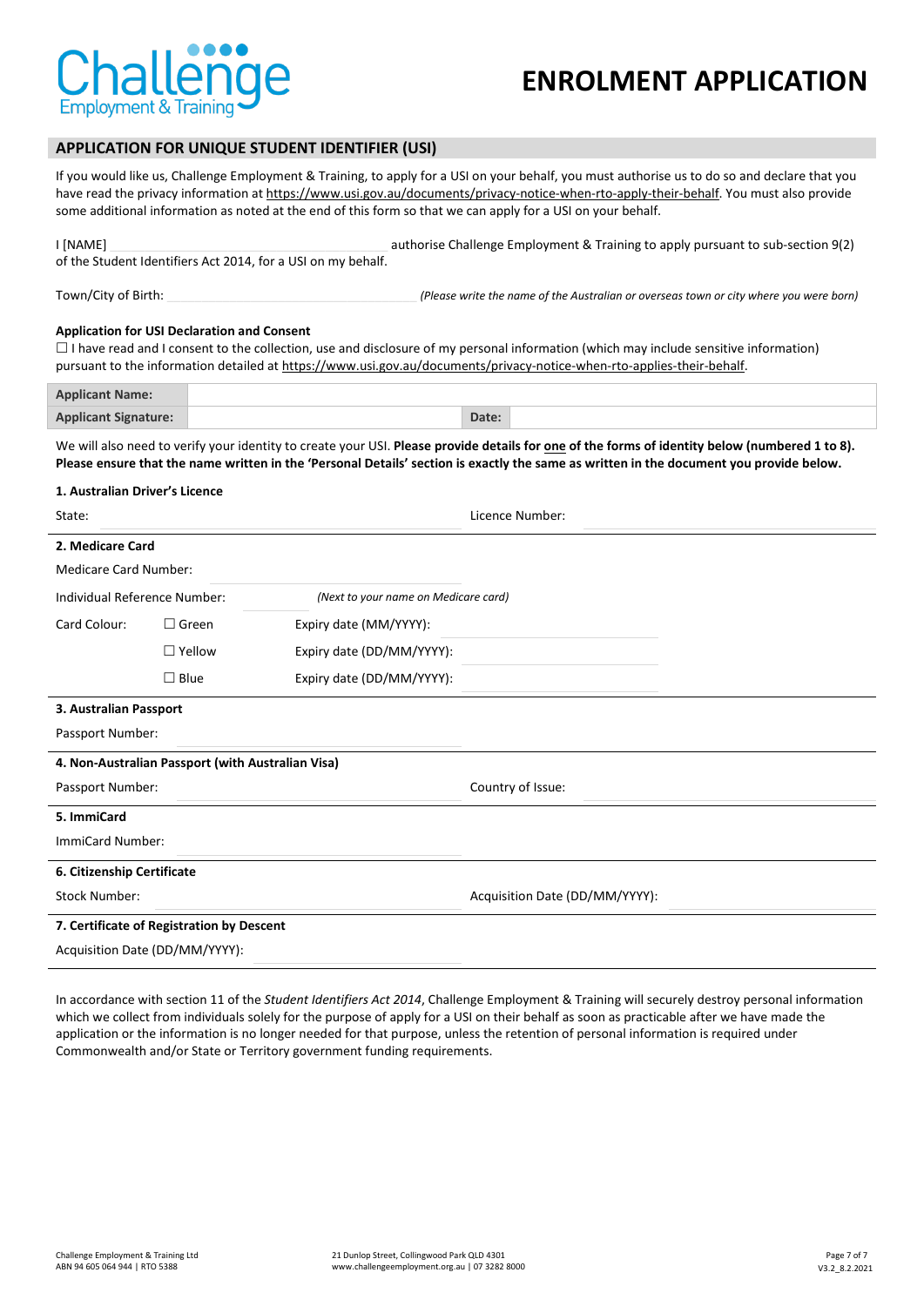# ENROLMENT APPLICATION

## APPLICATION FOR UNIQUE STUDENT IDENTIFIER (USI)

If you would like us, Challenge Employment & Training, to apply for a USI on your behalf, you must authorise us to do so and declare that you have read the privacy information at https://www.usi.gov.au/documents/privacy-notice-when-rto-apply-their-behalf. You must also provide some additional information as noted at the end of this form so that we can apply for a USI on your behalf.

I [NAME] ______________________ authorise Challenge Employment & Training to apply pursuant to sub-section 9(2) of the Student Identifiers Act 2014, for a USI on my behalf.

Town/City of Birth: ______________________ *(Please write the name of the Australian or overseas town or city where you were born)*

**Application for USI Declaration and Consent**

☐ I have read and I consent to the collection, use and disclosure of my personal information (which may include sensitive information) pursuant to the information detailed at https://www.usi.gov.au/documents/privacy-notice-when-rto-applies-their-behalf.

| | | | |
|---|---|---|---|
| **Applicant Name:** | | | |
| **Applicant Signature:** | | **Date:** | |

We will also need to verify your identity to create your USI. **Please provide details for one of the forms of identity below (numbered 1 to 8). Please ensure that the name written in the 'Personal Details' section is exactly the same as written in the document you provide below.**

**1. Australian Driver's Licence**

State: ______________________ Licence Number: ______________________

**2. Medicare Card**

Medicare Card Number: ______________________

Individual Reference Number: __________ *(Next to your name on Medicare card)*

Card Colour:
- ☐ Green — Expiry date (MM/YYYY): ______________________
- ☐ Yellow — Expiry date (DD/MM/YYYY): ______________________
- ☐ Blue — Expiry date (DD/MM/YYYY): ______________________

**3. Australian Passport**

Passport Number: ______________________

**4. Non-Australian Passport (with Australian Visa)**

Passport Number: ______________________ Country of Issue: ______________________

**5. ImmiCard**

ImmiCard Number: ______________________

**6. Citizenship Certificate**

Stock Number: ______________________ Acquisition Date (DD/MM/YYYY): ______________________

**7. Certificate of Registration by Descent**

Acquisition Date (DD/MM/YYYY): ______________________

In accordance with section 11 of the *Student Identifiers Act 2014*, Challenge Employment & Training will securely destroy personal information which we collect from individuals solely for the purpose of apply for a USI on their behalf as soon as practicable after we have made the application or the information is no longer needed for that purpose, unless the retention of personal information is required under Commonwealth and/or State or Territory government funding requirements.